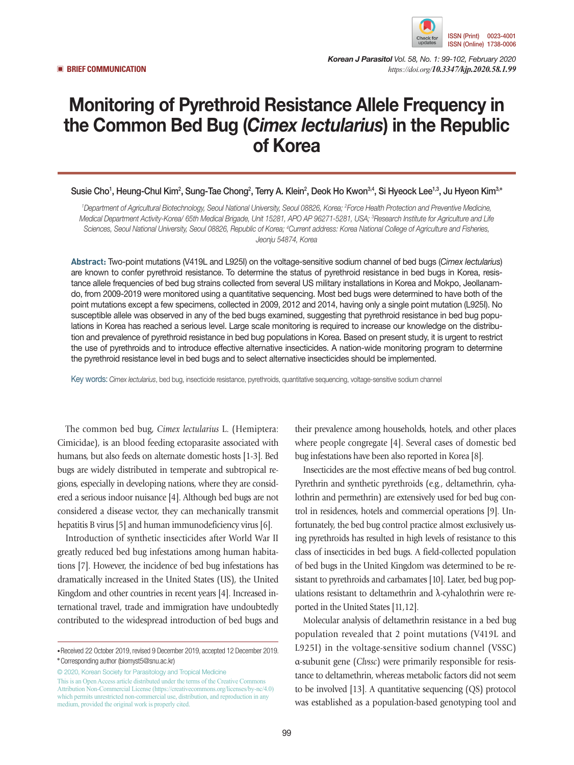■ BRIEF COMMUNICATION

# Monitoring of Pyrethroid Resistance Allele Frequency in the Common Bed Bug (*Cimex lectularius*) in the Republic of Korea

**Susie Cho[1], Heung-Chul Kim[2], Sung-Tae Chong[2], Terry A. Klein[2], Deok Ho Kwon[3,4], Si Hyeock Lee[1,3], Ju Hyeon Kim[3,*]**

*[1]Department of Agricultural Biotechnology, Seoul National University, Seoul 08826, Korea; [2]Force Health Protection and Preventive Medicine, Medical Department Activity-Korea/ 65th Medical Brigade, Unit 15281, APO AP 96271-5281, USA; [3]Research Institute for Agriculture and Life Sciences, Seoul National University, Seoul 08826, Republic of Korea; [4]Current address: Korea National College of Agriculture and Fisheries, Jeonju 54874, Korea*

**Abstract:** Two-point mutations (V419L and L925I) on the voltage-sensitive sodium channel of bed bugs (*Cimex lectularius*) are known to confer pyrethroid resistance. To determine the status of pyrethroid resistance in bed bugs in Korea, resistance allele frequencies of bed bug strains collected from several US military installations in Korea and Mokpo, Jeollanam-do, from 2009-2019 were monitored using a quantitative sequencing. Most bed bugs were determined to have both of the point mutations except a few specimens, collected in 2009, 2012 and 2014, having only a single point mutation (L925I). No susceptible allele was observed in any of the bed bugs examined, suggesting that pyrethroid resistance in bed bug populations in Korea has reached a serious level. Large scale monitoring is required to increase our knowledge on the distribution and prevalence of pyrethroid resistance in bed bug populations in Korea. Based on present study, it is urgent to restrict the use of pyrethroids and to introduce effective alternative insecticides. A nation-wide monitoring program to determine the pyrethroid resistance level in bed bugs and to select alternative insecticides should be implemented.

Key words: *Cimex lectularius*, bed bug, insecticide resistance, pyrethroids, quantitative sequencing, voltage-sensitive sodium channel

The common bed bug, *Cimex lectularius* L. (Hemiptera: Cimicidae), is an blood feeding ectoparasite associated with humans, but also feeds on alternate domestic hosts [1-3]. Bed bugs are widely distributed in temperate and subtropical regions, especially in developing nations, where they are considered a serious indoor nuisance [4]. Although bed bugs are not considered a disease vector, they can mechanically transmit hepatitis B virus [5] and human immunodeficiency virus [6].

Introduction of synthetic insecticides after World War II greatly reduced bed bug infestations among human habitations [7]. However, the incidence of bed bug infestations has dramatically increased in the United States (US), the United Kingdom and other countries in recent years [4]. Increased international travel, trade and immigration have undoubtedly contributed to the widespread introduction of bed bugs and their prevalence among households, hotels, and other places where people congregate [4]. Several cases of domestic bed bug infestations have been also reported in Korea [8].

Insecticides are the most effective means of bed bug control. Pyrethrin and synthetic pyrethroids (e.g., deltamethrin, cyhalothrin and permethrin) are extensively used for bed bug control in residences, hotels and commercial operations [9]. Unfortunately, the bed bug control practice almost exclusively using pyrethroids has resulted in high levels of resistance to this class of insecticides in bed bugs. A field-collected population of bed bugs in the United Kingdom was determined to be resistant to pyrethroids and carbamates [10]. Later, bed bug populations resistant to deltamethrin and λ-cyhalothrin were reported in the United States [11,12].

Molecular analysis of deltamethrin resistance in a bed bug population revealed that 2 point mutations (V419L and L925I) in the voltage-sensitive sodium channel (VSSC) α-subunit gene (*Clvssc*) were primarily responsible for resistance to deltamethrin, whereas metabolic factors did not seem to be involved [13]. A quantitative sequencing (QS) protocol was established as a population-based genotyping tool and

• Received 22 October 2019, revised 9 December 2019, accepted 12 December 2019.
\* Corresponding author (biomyst5@snu.ac.kr)

© 2020, Korean Society for Parasitology and Tropical Medicine
This is an Open Access article distributed under the terms of the Creative Commons Attribution Non-Commercial License (https://creativecommons.org/licenses/by-nc/4.0) which permits unrestricted non-commercial use, distribution, and reproduction in any medium, provided the original work is properly cited.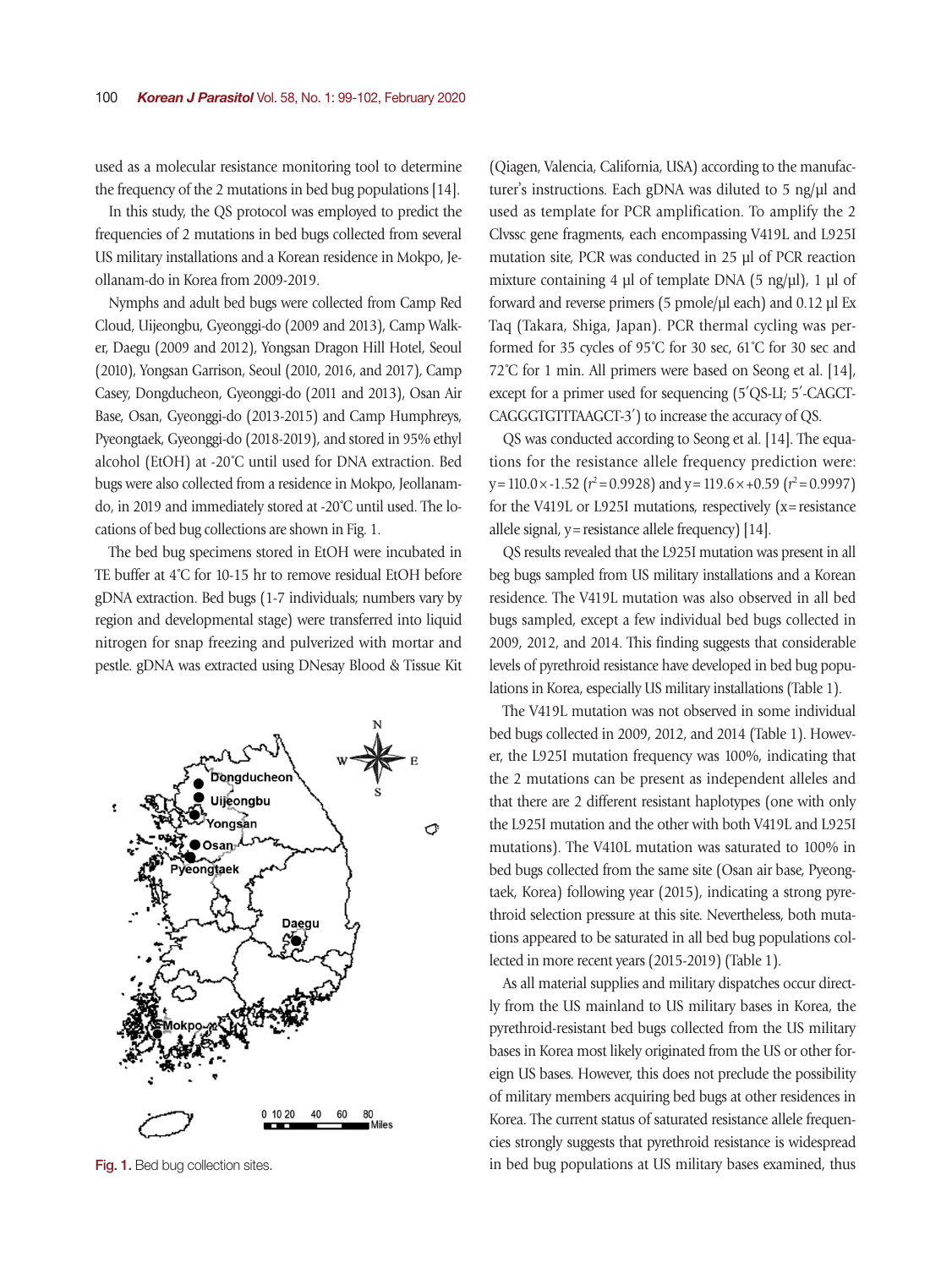used as a molecular resistance monitoring tool to determine the frequency of the 2 mutations in bed bug populations [14].

In this study, the QS protocol was employed to predict the frequencies of 2 mutations in bed bugs collected from several US military installations and a Korean residence in Mokpo, Jeollanam-do in Korea from 2009-2019.

Nymphs and adult bed bugs were collected from Camp Red Cloud, Uijeongbu, Gyeonggi-do (2009 and 2013), Camp Walker, Daegu (2009 and 2012), Yongsan Dragon Hill Hotel, Seoul (2010), Yongsan Garrison, Seoul (2010, 2016, and 2017), Camp Casey, Dongducheon, Gyeonggi-do (2011 and 2013), Osan Air Base, Osan, Gyeonggi-do (2013-2015) and Camp Humphreys, Pyeongtaek, Gyeonggi-do (2018-2019), and stored in 95% ethyl alcohol (EtOH) at -20˚C until used for DNA extraction. Bed bugs were also collected from a residence in Mokpo, Jeollanam-do, in 2019 and immediately stored at -20˚C until used. The locations of bed bug collections are shown in Fig. 1.

The bed bug specimens stored in EtOH were incubated in TE buffer at 4˚C for 10-15 hr to remove residual EtOH before gDNA extraction. Bed bugs (1-7 individuals; numbers vary by region and developmental stage) were transferred into liquid nitrogen for snap freezing and pulverized with mortar and pestle. gDNA was extracted using DNesay Blood & Tissue Kit

Fig. 1. Bed bug collection sites.

(Qiagen, Valencia, California, USA) according to the manufacturer's instructions. Each gDNA was diluted to 5 ng/µl and used as template for PCR amplification. To amplify the 2 Clvssc gene fragments, each encompassing V419L and L925I mutation site, PCR was conducted in 25 µl of PCR reaction mixture containing 4 µl of template DNA (5 ng/µl), 1 µl of forward and reverse primers (5 pmole/µl each) and 0.12 µl Ex Taq (Takara, Shiga, Japan). PCR thermal cycling was performed for 35 cycles of 95˚C for 30 sec, 61˚C for 30 sec and 72˚C for 1 min. All primers were based on Seong et al. [14], except for a primer used for sequencing (5′QS-LI; 5′-CAGCTCAGGGTGTTTAAGCT-3′) to increase the accuracy of QS.

QS was conducted according to Seong et al. [14]. The equations for the resistance allele frequency prediction were: $y = 110.0 \times -1.52$ ($r^2 = 0.9928$) and $y = 119.6 \times +0.59$ ($r^2 = 0.9997$) for the V419L or L925I mutations, respectively (x = resistance allele signal, y = resistance allele frequency) [14].

QS results revealed that the L925I mutation was present in all beg bugs sampled from US military installations and a Korean residence. The V419L mutation was also observed in all bed bugs sampled, except a few individual bed bugs collected in 2009, 2012, and 2014. This finding suggests that considerable levels of pyrethroid resistance have developed in bed bug populations in Korea, especially US military installations (Table 1).

The V419L mutation was not observed in some individual bed bugs collected in 2009, 2012, and 2014 (Table 1). However, the L925I mutation frequency was 100%, indicating that the 2 mutations can be present as independent alleles and that there are 2 different resistant haplotypes (one with only the L925I mutation and the other with both V419L and L925I mutations). The V410L mutation was saturated to 100% in bed bugs collected from the same site (Osan air base, Pyeongtaek, Korea) following year (2015), indicating a strong pyrethroid selection pressure at this site. Nevertheless, both mutations appeared to be saturated in all bed bug populations collected in more recent years (2015-2019) (Table 1).

As all material supplies and military dispatches occur directly from the US mainland to US military bases in Korea, the pyrethroid-resistant bed bugs collected from the US military bases in Korea most likely originated from the US or other foreign US bases. However, this does not preclude the possibility of military members acquiring bed bugs at other residences in Korea. The current status of saturated resistance allele frequencies strongly suggests that pyrethroid resistance is widespread in bed bug populations at US military bases examined, thus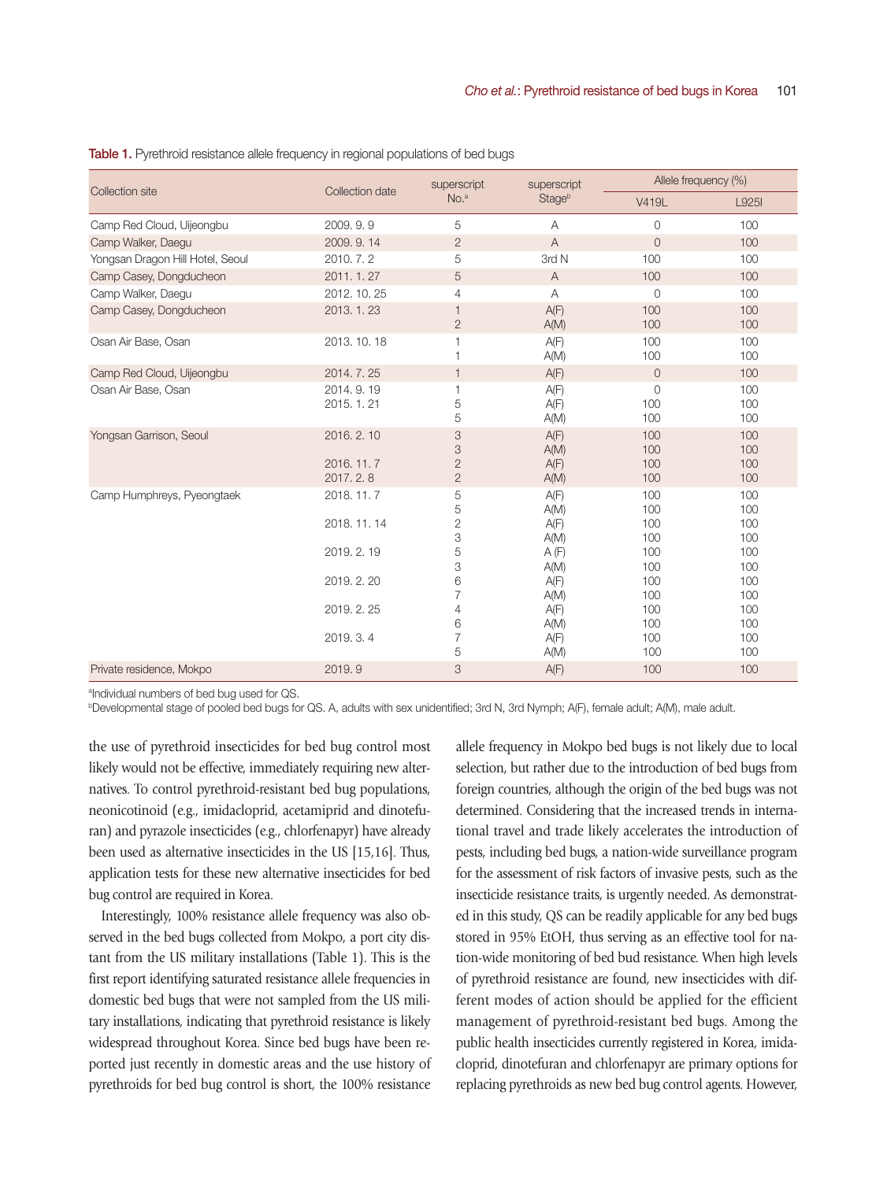**Table 1.** Pyrethroid resistance allele frequency in regional populations of bed bugs

| Collection site | Collection date | superscript No.[a] | superscript Stage[b] | Allele frequency (%) | |
|---|---|---|---|---|---|
| | | | | V419L | L925I |
| Camp Red Cloud, Uijeongbu | 2009. 9. 9 | 5 | A | 0 | 100 |
| Camp Walker, Daegu | 2009. 9. 14 | 2 | A | 0 | 100 |
| Yongsan Dragon Hill Hotel, Seoul | 2010. 7. 2 | 5 | 3rd N | 100 | 100 |
| Camp Casey, Dongducheon | 2011. 1. 27 | 5 | A | 100 | 100 |
| Camp Walker, Daegu | 2012. 10. 25 | 4 | A | 0 | 100 |
| Camp Casey, Dongducheon | 2013. 1. 23 | 1 | A(F) | 100 | 100 |
| | | 2 | A(M) | 100 | 100 |
| Osan Air Base, Osan | 2013. 10. 18 | 1 | A(F) | 100 | 100 |
| | | 1 | A(M) | 100 | 100 |
| Camp Red Cloud, Uijeongbu | 2014. 7. 25 | 1 | A(F) | 0 | 100 |
| Osan Air Base, Osan | 2014. 9. 19 | 1 | A(F) | 0 | 100 |
| | 2015. 1. 21 | 5 | A(F) | 100 | 100 |
| | | 5 | A(M) | 100 | 100 |
| Yongsan Garrison, Seoul | 2016. 2. 10 | 3 | A(F) | 100 | 100 |
| | | 3 | A(M) | 100 | 100 |
| | 2016. 11. 7 | 2 | A(F) | 100 | 100 |
| | 2017. 2. 8 | 2 | A(M) | 100 | 100 |
| Camp Humphreys, Pyeongtaek | 2018. 11. 7 | 5 | A(F) | 100 | 100 |
| | | 5 | A(M) | 100 | 100 |
| | 2018. 11. 14 | 2 | A(F) | 100 | 100 |
| | | 3 | A(M) | 100 | 100 |
| | 2019. 2. 19 | 5 | A (F) | 100 | 100 |
| | | 3 | A(M) | 100 | 100 |
| | 2019. 2. 20 | 6 | A(F) | 100 | 100 |
| | | 7 | A(M) | 100 | 100 |
| | 2019. 2. 25 | 4 | A(F) | 100 | 100 |
| | | 6 | A(M) | 100 | 100 |
| | 2019. 3. 4 | 7 | A(F) | 100 | 100 |
| | | 5 | A(M) | 100 | 100 |
| Private residence, Mokpo | 2019. 9 | 3 | A(F) | 100 | 100 |

[a]Individual numbers of bed bug used for QS.
[b]Developmental stage of pooled bed bugs for QS. A, adults with sex unidentified; 3rd N, 3rd Nymph; A(F), female adult; A(M), male adult.

the use of pyrethroid insecticides for bed bug control most likely would not be effective, immediately requiring new alternatives. To control pyrethroid-resistant bed bug populations, neonicotinoid (e.g., imidacloprid, acetamiprid and dinotefuran) and pyrazole insecticides (e.g., chlorfenapyr) have already been used as alternative insecticides in the US [15,16]. Thus, application tests for these new alternative insecticides for bed bug control are required in Korea.

Interestingly, 100% resistance allele frequency was also observed in the bed bugs collected from Mokpo, a port city distant from the US military installations (Table 1). This is the first report identifying saturated resistance allele frequencies in domestic bed bugs that were not sampled from the US military installations, indicating that pyrethroid resistance is likely widespread throughout Korea. Since bed bugs have been reported just recently in domestic areas and the use history of pyrethroids for bed bug control is short, the 100% resistance allele frequency in Mokpo bed bugs is not likely due to local selection, but rather due to the introduction of bed bugs from foreign countries, although the origin of the bed bugs was not determined. Considering that the increased trends in international travel and trade likely accelerates the introduction of pests, including bed bugs, a nation-wide surveillance program for the assessment of risk factors of invasive pests, such as the insecticide resistance traits, is urgently needed. As demonstrated in this study, QS can be readily applicable for any bed bugs stored in 95% EtOH, thus serving as an effective tool for nation-wide monitoring of bed bud resistance. When high levels of pyrethroid resistance are found, new insecticides with different modes of action should be applied for the efficient management of pyrethroid-resistant bed bugs. Among the public health insecticides currently registered in Korea, imidacloprid, dinotefuran and chlorfenapyr are primary options for replacing pyrethroids as new bed bug control agents. However,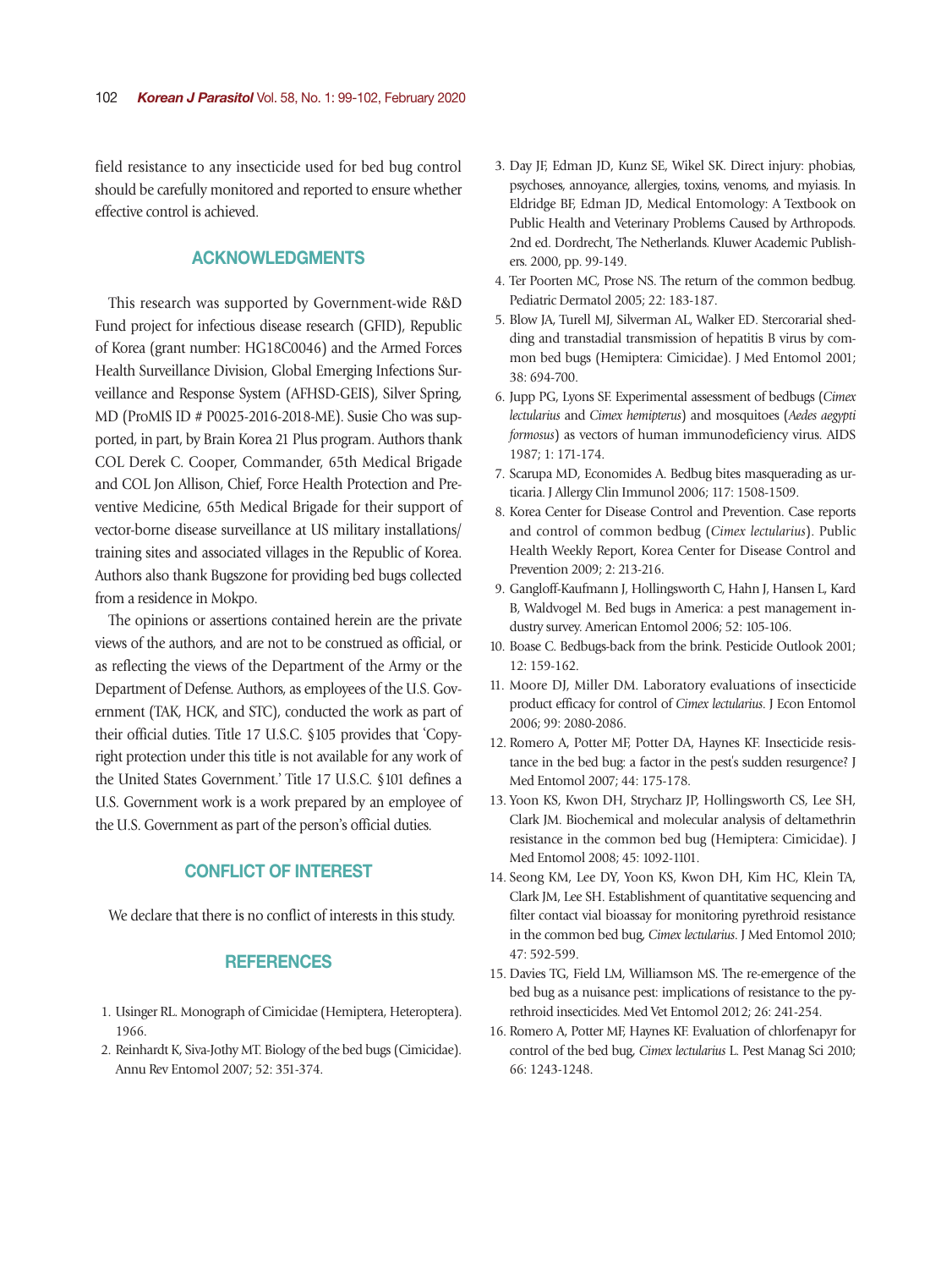field resistance to any insecticide used for bed bug control should be carefully monitored and reported to ensure whether effective control is achieved.

## ACKNOWLEDGMENTS

This research was supported by Government-wide R&D Fund project for infectious disease research (GFID), Republic of Korea (grant number: HG18C0046) and the Armed Forces Health Surveillance Division, Global Emerging Infections Surveillance and Response System (AFHSD-GEIS), Silver Spring, MD (ProMIS ID # P0025-2016-2018-ME). Susie Cho was supported, in part, by Brain Korea 21 Plus program. Authors thank COL Derek C. Cooper, Commander, 65th Medical Brigade and COL Jon Allison, Chief, Force Health Protection and Preventive Medicine, 65th Medical Brigade for their support of vector-borne disease surveillance at US military installations/training sites and associated villages in the Republic of Korea. Authors also thank Bugszone for providing bed bugs collected from a residence in Mokpo.

The opinions or assertions contained herein are the private views of the authors, and are not to be construed as official, or as reflecting the views of the Department of the Army or the Department of Defense. Authors, as employees of the U.S. Government (TAK, HCK, and STC), conducted the work as part of their official duties. Title 17 U.S.C. §105 provides that 'Copyright protection under this title is not available for any work of the United States Government.' Title 17 U.S.C. §101 defines a U.S. Government work is a work prepared by an employee of the U.S. Government as part of the person's official duties.

## CONFLICT OF INTEREST

We declare that there is no conflict of interests in this study.

## REFERENCES

1. Usinger RL. Monograph of Cimicidae (Hemiptera, Heteroptera). 1966.
2. Reinhardt K, Siva-Jothy MT. Biology of the bed bugs (Cimicidae). Annu Rev Entomol 2007; 52: 351-374.
3. Day JF, Edman JD, Kunz SE, Wikel SK. Direct injury: phobias, psychoses, annoyance, allergies, toxins, venoms, and myiasis. In Eldridge BF, Edman JD, Medical Entomology: A Textbook on Public Health and Veterinary Problems Caused by Arthropods. 2nd ed. Dordrecht, The Netherlands. Kluwer Academic Publishers. 2000, pp. 99-149.
4. Ter Poorten MC, Prose NS. The return of the common bedbug. Pediatric Dermatol 2005; 22: 183-187.
5. Blow JA, Turell MJ, Silverman AL, Walker ED. Stercorarial shedding and transtadial transmission of hepatitis B virus by common bed bugs (Hemiptera: Cimicidae). J Med Entomol 2001; 38: 694-700.
6. Jupp PG, Lyons SF. Experimental assessment of bedbugs (*Cimex lectularius* and *Cimex hemipterus*) and mosquitoes (*Aedes aegypti formosus*) as vectors of human immunodeficiency virus. AIDS 1987; 1: 171-174.
7. Scarupa MD, Economides A. Bedbug bites masquerading as urticaria. J Allergy Clin Immunol 2006; 117: 1508-1509.
8. Korea Center for Disease Control and Prevention. Case reports and control of common bedbug (*Cimex lectularius*). Public Health Weekly Report, Korea Center for Disease Control and Prevention 2009; 2: 213-216.
9. Gangloff-Kaufmann J, Hollingsworth C, Hahn J, Hansen L, Kard B, Waldvogel M. Bed bugs in America: a pest management industry survey. American Entomol 2006; 52: 105-106.
10. Boase C. Bedbugs-back from the brink. Pesticide Outlook 2001; 12: 159-162.
11. Moore DJ, Miller DM. Laboratory evaluations of insecticide product efficacy for control of *Cimex lectularius*. J Econ Entomol 2006; 99: 2080-2086.
12. Romero A, Potter MF, Potter DA, Haynes KF. Insecticide resistance in the bed bug: a factor in the pest's sudden resurgence? J Med Entomol 2007; 44: 175-178.
13. Yoon KS, Kwon DH, Strycharz JP, Hollingsworth CS, Lee SH, Clark JM. Biochemical and molecular analysis of deltamethrin resistance in the common bed bug (Hemiptera: Cimicidae). J Med Entomol 2008; 45: 1092-1101.
14. Seong KM, Lee DY, Yoon KS, Kwon DH, Kim HC, Klein TA, Clark JM, Lee SH. Establishment of quantitative sequencing and filter contact vial bioassay for monitoring pyrethroid resistance in the common bed bug, *Cimex lectularius*. J Med Entomol 2010; 47: 592-599.
15. Davies TG, Field LM, Williamson MS. The re-emergence of the bed bug as a nuisance pest: implications of resistance to the pyrethroid insecticides. Med Vet Entomol 2012; 26: 241-254.
16. Romero A, Potter MF, Haynes KF. Evaluation of chlorfenapyr for control of the bed bug, *Cimex lectularius* L. Pest Manag Sci 2010; 66: 1243-1248.